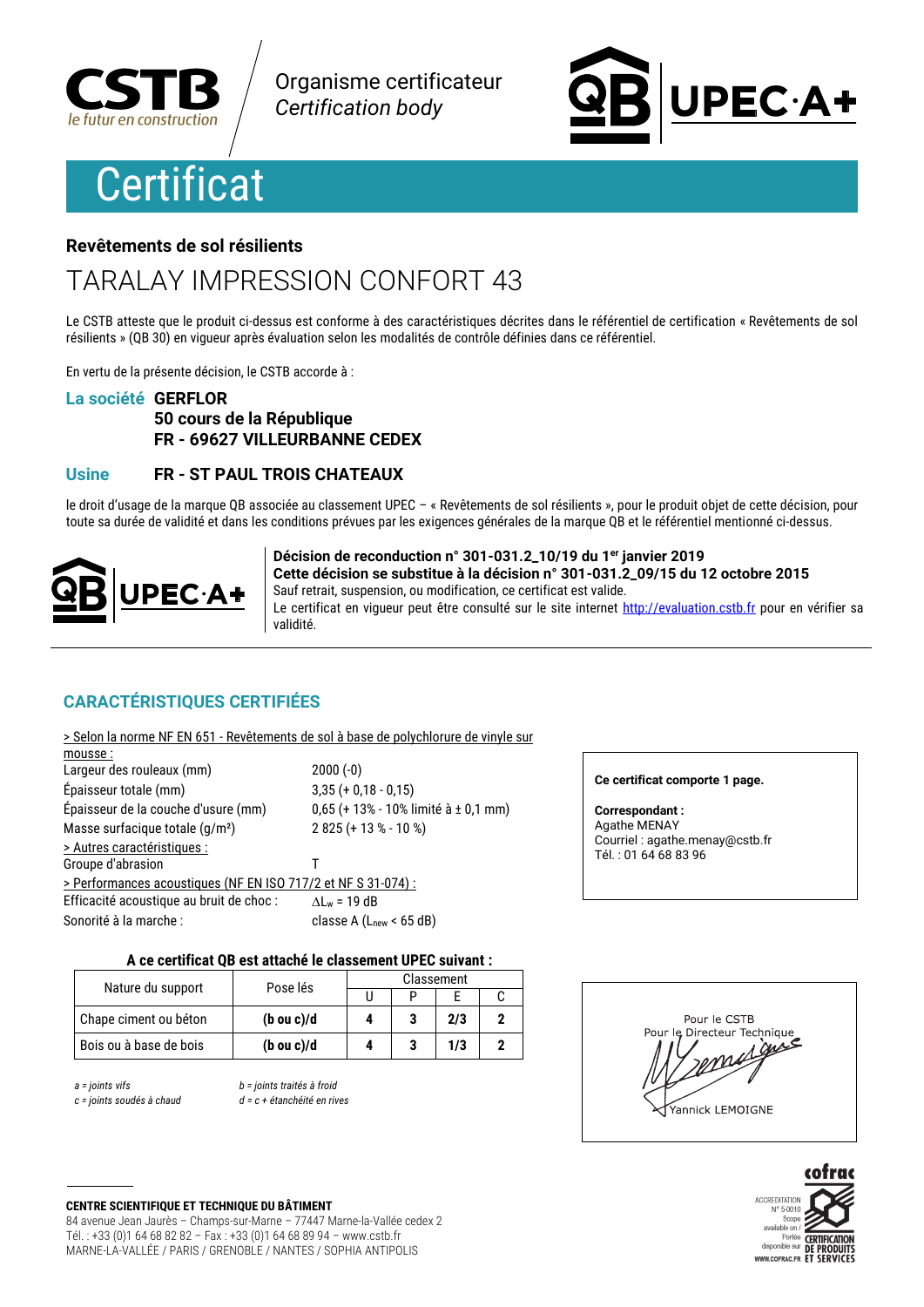CSTB
le futur en construction

Organisme certificateur
*Certification body*

QB UPEC·A+

# Certificat

**Revêtements de sol résilients**

## TARALAY IMPRESSION CONFORT 43

Le CSTB atteste que le produit ci-dessus est conforme à des caractéristiques décrites dans le référentiel de certification « Revêtements de sol résilients » (QB 30) en vigueur après évaluation selon les modalités de contrôle définies dans ce référentiel.

En vertu de la présente décision, le CSTB accorde à :

**La société** **GERFLOR**
**50 cours de la République**
**FR - 69627 VILLEURBANNE CEDEX**

**Usine** **FR - ST PAUL TROIS CHATEAUX**

le droit d'usage de la marque QB associée au classement UPEC – « Revêtements de sol résilients », pour le produit objet de cette décision, pour toute sa durée de validité et dans les conditions prévues par les exigences générales de la marque QB et le référentiel mentionné ci-dessus.

QB UPEC·A+

**Décision de reconduction n° 301-031.2_10/19 du 1er janvier 2019**
**Cette décision se substitue à la décision n° 301-031.2_09/15 du 12 octobre 2015**
Sauf retrait, suspension, ou modification, ce certificat est valide.
Le certificat en vigueur peut être consulté sur le site internet http://evaluation.cstb.fr pour en vérifier sa validité.

## CARACTÉRISTIQUES CERTIFIÉES

> Selon la norme NF EN 651 - Revêtements de sol à base de polychlorure de vinyle sur mousse :

| | |
|---|---|
| Largeur des rouleaux (mm) | 2000 (-0) |
| Épaisseur totale (mm) | 3,35 (+ 0,18 - 0,15) |
| Épaisseur de la couche d'usure (mm) | 0,65 (+ 13% - 10% limité à ± 0,1 mm) |
| Masse surfacique totale (g/m²) | 2 825 (+ 13 % - 10 %) |

> Autres caractéristiques :

| | |
|---|---|
| Groupe d'abrasion | T |

> Performances acoustiques (NF EN ISO 717/2 et NF S 31-074) :

| | |
|---|---|
| Efficacité acoustique au bruit de choc : | $\Delta L_w$ = 19 dB |
| Sonorité à la marche : | classe A ($L_{new}$ < 65 dB) |

**Ce certificat comporte 1 page.**

**Correspondant :**
Agathe MENAY
Courriel : agathe.menay@cstb.fr
Tél. : 01 64 68 83 96

**A ce certificat QB est attaché le classement UPEC suivant :**

| Nature du support | Pose lés | Classement | | | |
|---|---|---|---|---|---|
| | | U | P | E | C |
| Chape ciment ou béton | **(b ou c)/d** | **4** | **3** | **2/3** | **2** |
| Bois ou à base de bois | **(b ou c)/d** | **4** | **3** | **1/3** | **2** |

*a = joints vifs* *b = joints traités à froid*
*c = joints soudés à chaud* *d = c + étanchéité en rives*

Pour le CSTB
Pour le Directeur Technique
Yannick LEMOIGNE

**CENTRE SCIENTIFIQUE ET TECHNIQUE DU BÂTIMENT**
84 avenue Jean Jaurès – Champs-sur-Marne – 77447 Marne-la-Vallée cedex 2
Tél. : +33 (0)1 64 68 82 82 – Fax : +33 (0)1 64 68 89 94 – www.cstb.fr
MARNE-LA-VALLÉE / PARIS / GRENOBLE / NANTES / SOPHIA ANTIPOLIS

cofrac
ACCREDITATION N° 5-0010
Scope available on / Portée disponible sur WWW.COFRAC.FR
CERTIFICATION DE PRODUITS ET SERVICES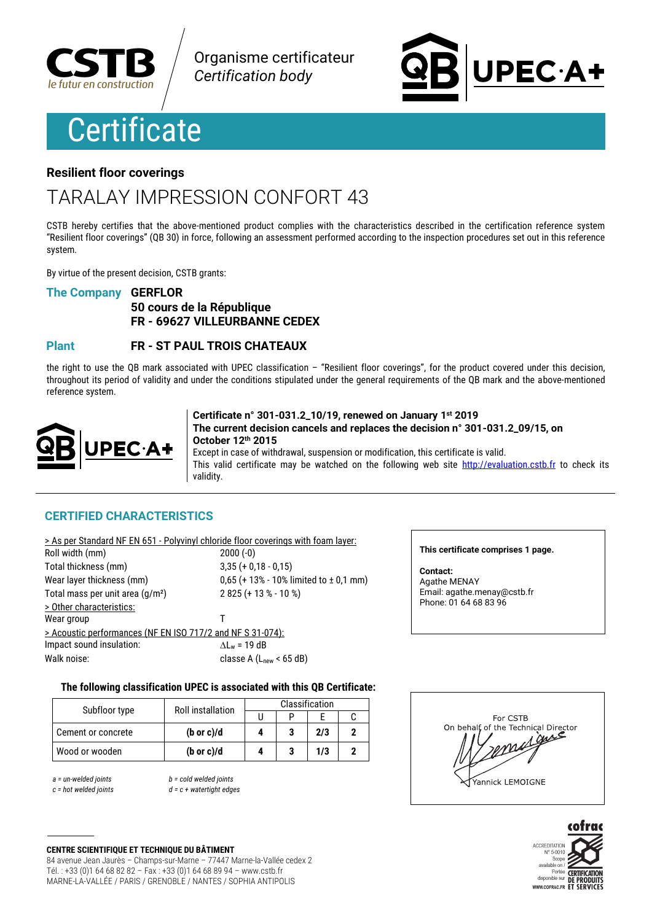Organisme certificateur
*Certification body*

# Certificate

### Resilient floor coverings

## TARALAY IMPRESSION CONFORT 43

CSTB hereby certifies that the above-mentioned product complies with the characteristics described in the certification reference system "Resilient floor coverings" (QB 30) in force, following an assessment performed according to the inspection procedures set out in this reference system.

By virtue of the present decision, CSTB grants:

**The Company** **GERFLOR**
**50 cours de la République**
**FR - 69627 VILLEURBANNE CEDEX**

**Plant** **FR - ST PAUL TROIS CHATEAUX**

the right to use the QB mark associated with UPEC classification – "Resilient floor coverings", for the product covered under this decision, throughout its period of validity and under the conditions stipulated under the general requirements of the QB mark and the above-mentioned reference system.

**Certificate n° 301-031.2_10/19, renewed on January 1st 2019**
**The current decision cancels and replaces the decision n° 301-031.2_09/15, on October 12th 2015**
Except in case of withdrawal, suspension or modification, this certificate is valid.
This valid certificate may be watched on the following web site http://evaluation.cstb.fr to check its validity.

## CERTIFIED CHARACTERISTICS

> As per Standard NF EN 651 - Polyvinyl chloride floor coverings with foam layer:

| | |
|---|---|
| Roll width (mm) | 2000 (-0) |
| Total thickness (mm) | 3,35 (+ 0,18 - 0,15) |
| Wear layer thickness (mm) | 0,65 (+ 13% - 10% limited to ± 0,1 mm) |
| Total mass per unit area (g/m²) | 2 825 (+ 13 % - 10 %) |

> Other characteristics:

| | |
|---|---|
| Wear group | T |

> Acoustic performances (NF EN ISO 717/2 and NF S 31-074):

| | |
|---|---|
| Impact sound insulation: | $\Delta L_w$ = 19 dB |
| Walk noise: | classe A ($L_{new}$ < 65 dB) |

**This certificate comprises 1 page.**

**Contact:**
Agathe MENAY
Email: agathe.menay@cstb.fr
Phone: 01 64 68 83 96

**The following classification UPEC is associated with this QB Certificate:**

| Subfloor type | Roll installation | Classification | | | |
|---|---|---|---|---|---|
| | | U | P | E | C |
| Cement or concrete | **(b or c)/d** | **4** | **3** | **2/3** | **2** |
| Wood or wooden | **(b or c)/d** | **4** | **3** | **1/3** | **2** |

*a = un-welded joints* *b = cold welded joints*
*c = hot welded joints* *d = c + watertight edges*

For CSTB
On behalf of the Technical Director
Yannick LEMOIGNE

**CENTRE SCIENTIFIQUE ET TECHNIQUE DU BÂTIMENT**
84 avenue Jean Jaurès – Champs-sur-Marne – 77447 Marne-la-Vallée cedex 2
Tél. : +33 (0)1 64 68 82 82 – Fax : +33 (0)1 64 68 89 94 – www.cstb.fr
MARNE-LA-VALLÉE / PARIS / GRENOBLE / NANTES / SOPHIA ANTIPOLIS

ACCREDITATION N° 5-0010 Scope available on / Portée disponible sur WWW.COFRAC.FR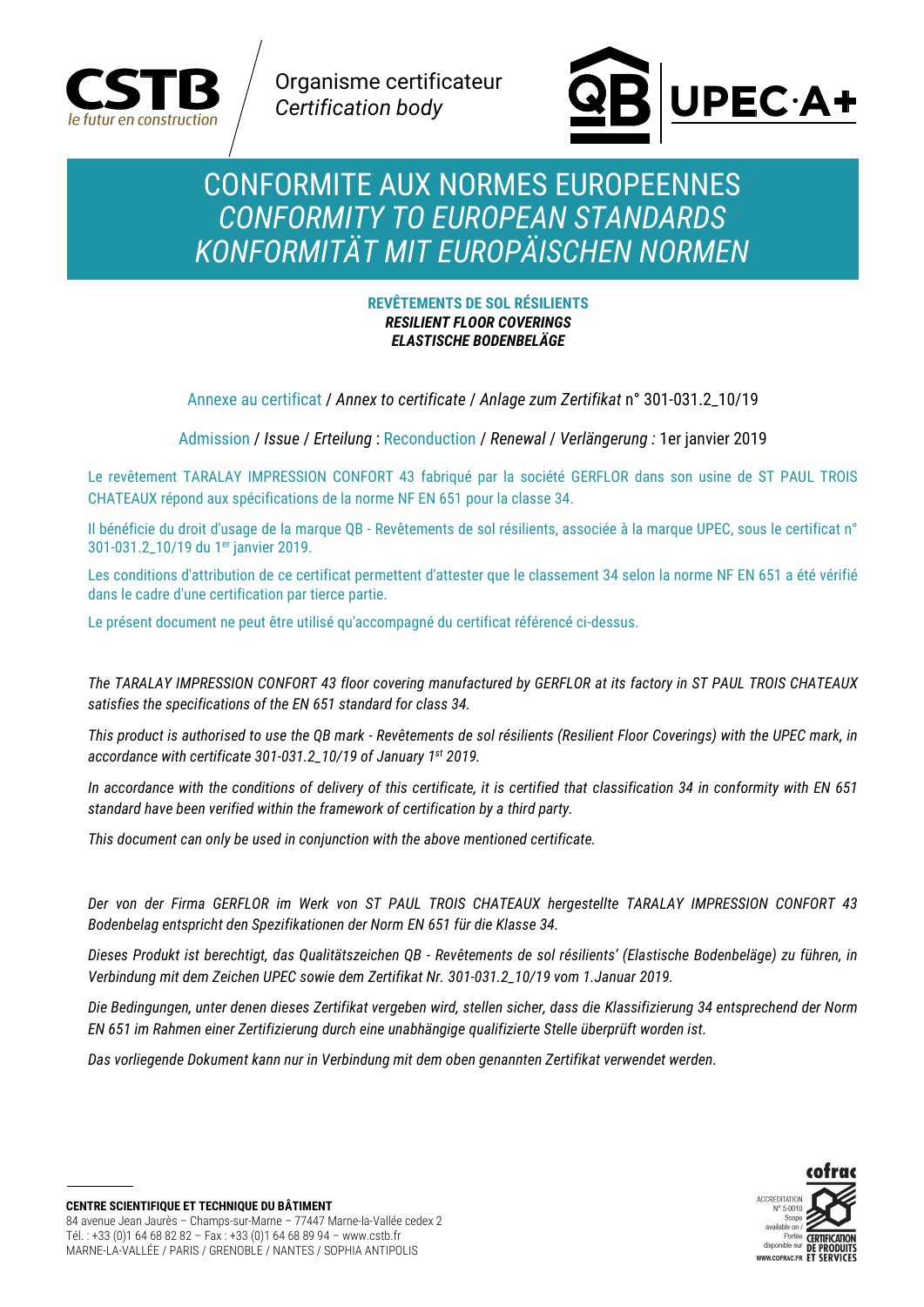Organisme certificateur
*Certification body*

# CONFORMITE AUX NORMES EUROPEENNES
# *CONFORMITY TO EUROPEAN STANDARDS*
# *KONFORMITÄT MIT EUROPÄISCHEN NORMEN*

**REVÊTEMENTS DE SOL RÉSILIENTS**
***RESILIENT FLOOR COVERINGS***
***ELASTISCHE BODENBELÄGE***

Annexe au certificat / *Annex to certificate* / *Anlage zum Zertifikat* n° 301-031.2_10/19

Admission / *Issue* / *Erteilung* : Reconduction / *Renewal* / *Verlängerung* : 1er janvier 2019

Le revêtement TARALAY IMPRESSION CONFORT 43 fabriqué par la société GERFLOR dans son usine de ST PAUL TROIS CHATEAUX répond aux spécifications de la norme NF EN 651 pour la classe 34.

Il bénéficie du droit d'usage de la marque QB - Revêtements de sol résilients, associée à la marque UPEC, sous le certificat n° 301-031.2_10/19 du 1er janvier 2019.

Les conditions d'attribution de ce certificat permettent d'attester que le classement 34 selon la norme NF EN 651 a été vérifié dans le cadre d'une certification par tierce partie.

Le présent document ne peut être utilisé qu'accompagné du certificat référencé ci-dessus.

*The TARALAY IMPRESSION CONFORT 43 floor covering manufactured by GERFLOR at its factory in ST PAUL TROIS CHATEAUX satisfies the specifications of the EN 651 standard for class 34.*

*This product is authorised to use the QB mark - Revêtements de sol résilients (Resilient Floor Coverings) with the UPEC mark, in accordance with certificate 301-031.2_10/19 of January 1st 2019.*

*In accordance with the conditions of delivery of this certificate, it is certified that classification 34 in conformity with EN 651 standard have been verified within the framework of certification by a third party.*

*This document can only be used in conjunction with the above mentioned certificate.*

*Der von der Firma GERFLOR im Werk von ST PAUL TROIS CHATEAUX hergestellte TARALAY IMPRESSION CONFORT 43 Bodenbelag entspricht den Spezifikationen der Norm EN 651 für die Klasse 34.*

*Dieses Produkt ist berechtigt, das Qualitätszeichen QB - Revêtements de sol résilients' (Elastische Bodenbeläge) zu führen, in Verbindung mit dem Zeichen UPEC sowie dem Zertifikat Nr. 301-031.2_10/19 vom 1.Januar 2019.*

*Die Bedingungen, unter denen dieses Zertifikat vergeben wird, stellen sicher, dass die Klassifizierung 34 entsprechend der Norm EN 651 im Rahmen einer Zertifizierung durch eine unabhängige qualifizierte Stelle überprüft worden ist.*

*Das vorliegende Dokument kann nur in Verbindung mit dem oben genannten Zertifikat verwendet werden.*

**CENTRE SCIENTIFIQUE ET TECHNIQUE DU BÂTIMENT**
84 avenue Jean Jaurès – Champs-sur-Marne – 77447 Marne-la-Vallée cedex 2
Tél. : +33 (0)1 64 68 82 82 – Fax : +33 (0)1 64 68 89 94 – www.cstb.fr
MARNE-LA-VALLÉE / PARIS / GRENOBLE / NANTES / SOPHIA ANTIPOLIS

cofrac ACCREDITATION N° 5-0010 Scope available on / Portée disponible sur WWW.COFRAC.FR CERTIFICATION DE PRODUITS ET SERVICES